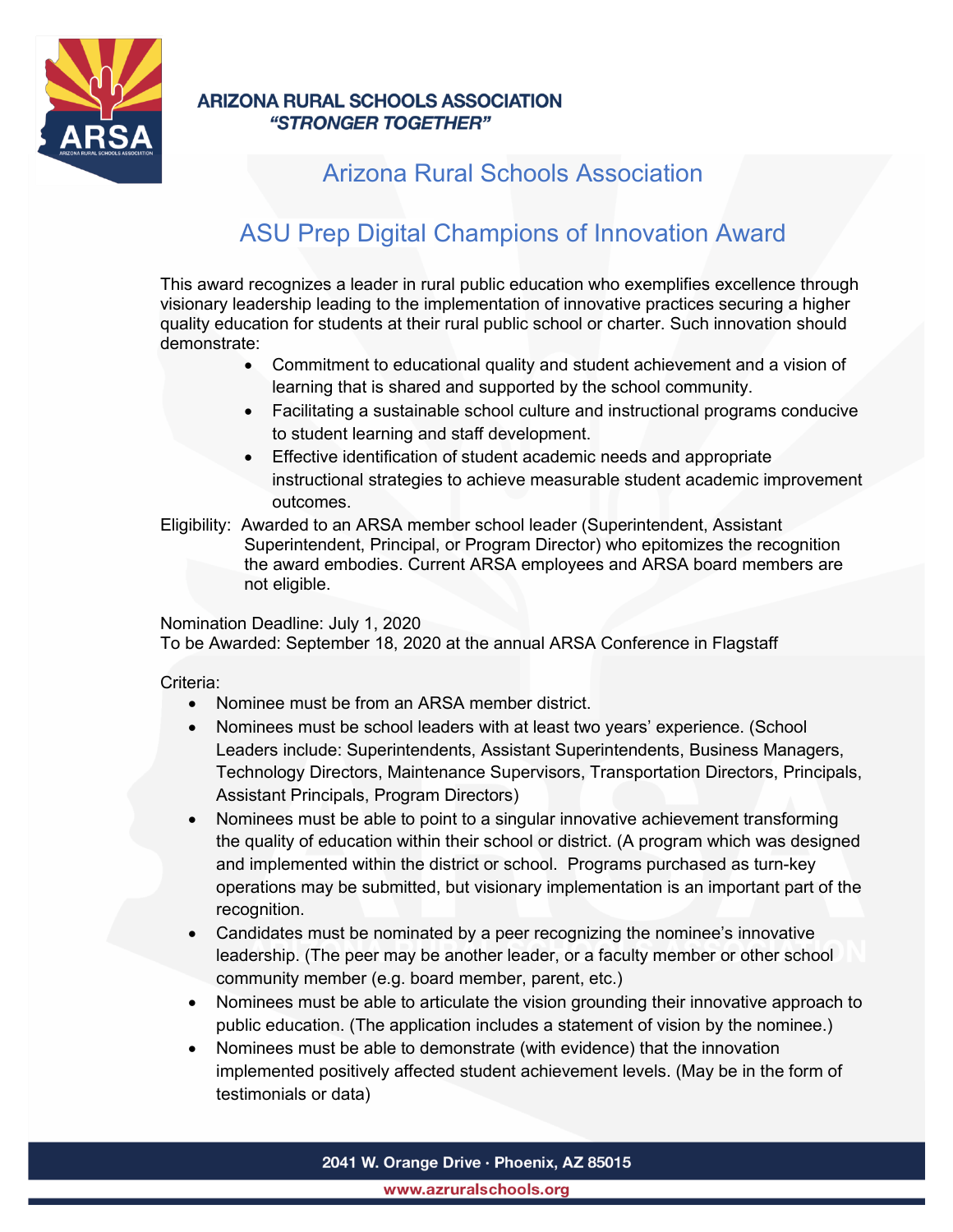**ARIZONA RURAL SCHOOLS ASSOCIATION**
***"STRONGER TOGETHER"***

# Arizona Rural Schools Association

## ASU Prep Digital Champions of Innovation Award

This award recognizes a leader in rural public education who exemplifies excellence through visionary leadership leading to the implementation of innovative practices securing a higher quality education for students at their rural public school or charter. Such innovation should demonstrate:

- Commitment to educational quality and student achievement and a vision of learning that is shared and supported by the school community.
- Facilitating a sustainable school culture and instructional programs conducive to student learning and staff development.
- Effective identification of student academic needs and appropriate instructional strategies to achieve measurable student academic improvement outcomes.

Eligibility: Awarded to an ARSA member school leader (Superintendent, Assistant Superintendent, Principal, or Program Director) who epitomizes the recognition the award embodies. Current ARSA employees and ARSA board members are not eligible.

Nomination Deadline: July 1, 2020
To be Awarded: September 18, 2020 at the annual ARSA Conference in Flagstaff

Criteria:

- Nominee must be from an ARSA member district.
- Nominees must be school leaders with at least two years' experience. (School Leaders include: Superintendents, Assistant Superintendents, Business Managers, Technology Directors, Maintenance Supervisors, Transportation Directors, Principals, Assistant Principals, Program Directors)
- Nominees must be able to point to a singular innovative achievement transforming the quality of education within their school or district. (A program which was designed and implemented within the district or school. Programs purchased as turn-key operations may be submitted, but visionary implementation is an important part of the recognition.
- Candidates must be nominated by a peer recognizing the nominee's innovative leadership. (The peer may be another leader, or a faculty member or other school community member (e.g. board member, parent, etc.)
- Nominees must be able to articulate the vision grounding their innovative approach to public education. (The application includes a statement of vision by the nominee.)
- Nominees must be able to demonstrate (with evidence) that the innovation implemented positively affected student achievement levels. (May be in the form of testimonials or data)

2041 W. Orange Drive · Phoenix, AZ 85015
www.azruralschools.org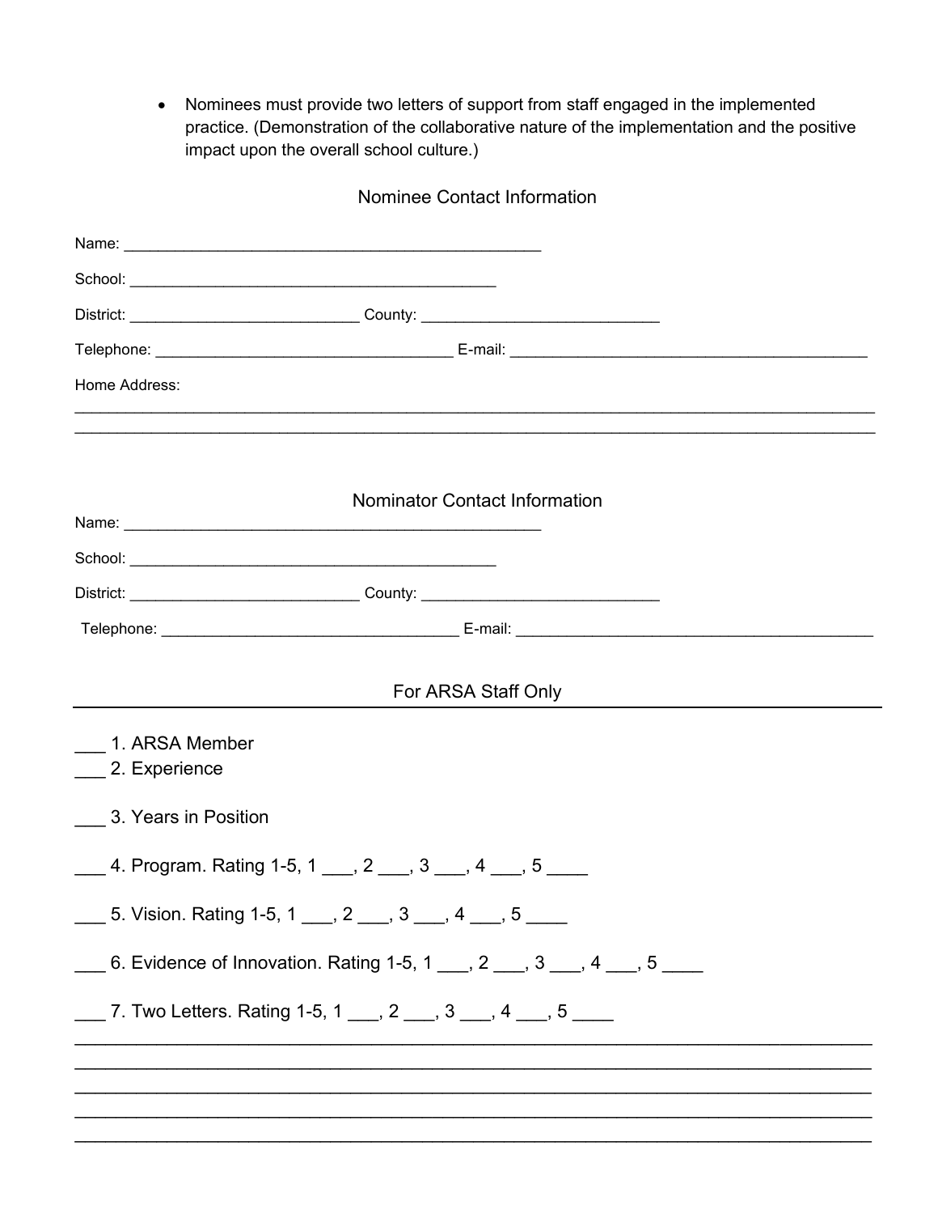- Nominees must provide two letters of support from staff engaged in the implemented practice. (Demonstration of the collaborative nature of the implementation and the positive impact upon the overall school culture.)

## Nominee Contact Information

Name: ________________________________________________

School: ___________________________________________

District: ___________________________ County: ____________________________

Telephone: ___________________________________ E-mail: __________________________________________

Home Address:

______________________________________________________________________________________________

______________________________________________________________________________________________

## Nominator Contact Information

Name: ________________________________________________

School: ___________________________________________

District: ___________________________ County: ____________________________

Telephone: ___________________________________ E-mail: __________________________________________

## For ARSA Staff Only

___ 1. ARSA Member

___ 2. Experience

___ 3. Years in Position

___ 4. Program. Rating 1-5, 1 ___, 2 ___, 3 ___, 4 ___, 5 ____

___ 5. Vision. Rating 1-5, 1 ___, 2 ___, 3 ___, 4 ___, 5 ____

___ 6. Evidence of Innovation. Rating 1-5, 1 ___, 2 ___, 3 ___, 4 ___, 5 ____

___ 7. Two Letters. Rating 1-5, 1 ___, 2 ___, 3 ___, 4 ___, 5 ____

______________________________________________________________________________________________

______________________________________________________________________________________________

______________________________________________________________________________________________

______________________________________________________________________________________________

______________________________________________________________________________________________